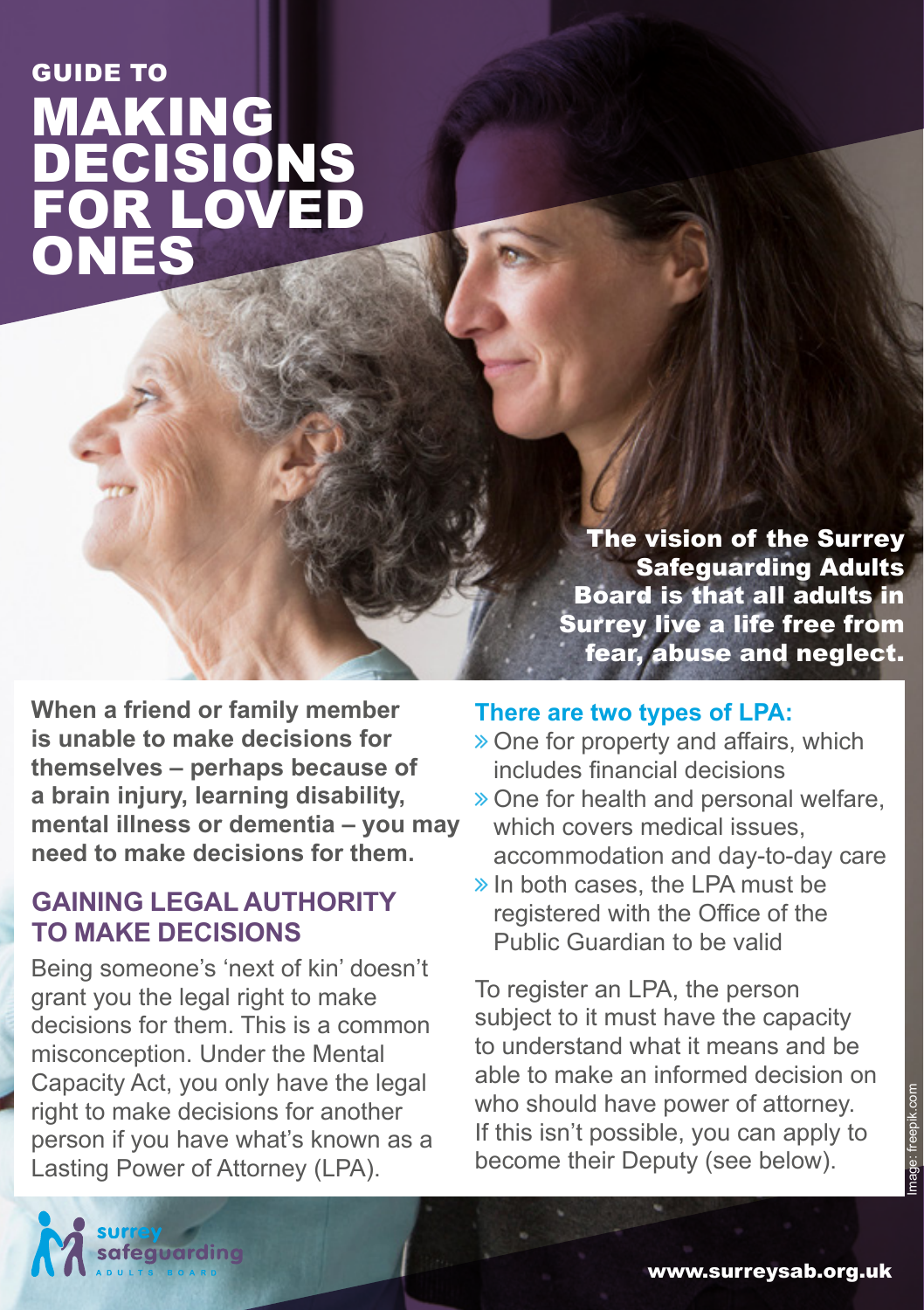GUIDE TO

# MAKING DECISIONS FOR LOVED ONES

**The vision of the Surrey Safeguarding Adults Board is that all adults in Surrey live a life free from fear, abuse and neglect.**

**When a friend or family member is unable to make decisions for themselves – perhaps because of a brain injury, learning disability, mental illness or dementia – you may need to make decisions for them.**

## GAINING LEGAL AUTHORITY TO MAKE DECISIONS

Being someone's 'next of kin' doesn't grant you the legal right to make decisions for them. This is a common misconception. Under the Mental Capacity Act, you only have the legal right to make decisions for another person if you have what's known as a Lasting Power of Attorney (LPA).

### There are two types of LPA:

- One for property and affairs, which includes financial decisions
- One for health and personal welfare, which covers medical issues, accommodation and day-to-day care
- In both cases, the LPA must be registered with the Office of the Public Guardian to be valid

To register an LPA, the person subject to it must have the capacity to understand what it means and be able to make an informed decision on who should have power of attorney. If this isn't possible, you can apply to become their Deputy (see below).

Image: freepik.com

surrey safeguarding ADULTS BOARD

www.surreysab.org.uk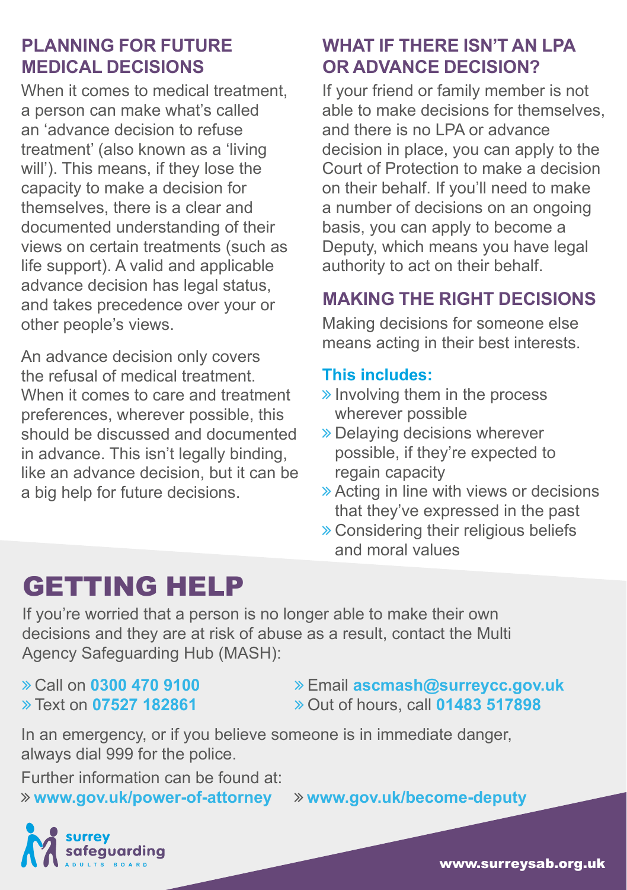## PLANNING FOR FUTURE MEDICAL DECISIONS

When it comes to medical treatment, a person can make what's called an 'advance decision to refuse treatment' (also known as a 'living will'). This means, if they lose the capacity to make a decision for themselves, there is a clear and documented understanding of their views on certain treatments (such as life support). A valid and applicable advance decision has legal status, and takes precedence over your or other people's views.

An advance decision only covers the refusal of medical treatment. When it comes to care and treatment preferences, wherever possible, this should be discussed and documented in advance. This isn't legally binding, like an advance decision, but it can be a big help for future decisions.

## WHAT IF THERE ISN'T AN LPA OR ADVANCE DECISION?

If your friend or family member is not able to make decisions for themselves, and there is no LPA or advance decision in place, you can apply to the Court of Protection to make a decision on their behalf. If you'll need to make a number of decisions on an ongoing basis, you can apply to become a Deputy, which means you have legal authority to act on their behalf.

## MAKING THE RIGHT DECISIONS

Making decisions for someone else means acting in their best interests.

**This includes:**

- Involving them in the process wherever possible
- Delaying decisions wherever possible, if they're expected to regain capacity
- Acting in line with views or decisions that they've expressed in the past
- Considering their religious beliefs and moral values

# GETTING HELP

If you're worried that a person is no longer able to make their own decisions and they are at risk of abuse as a result, contact the Multi Agency Safeguarding Hub (MASH):

- Call on **0300 470 9100**
- Text on **07527 182861**
- Email **ascmash@surreycc.gov.uk**
- Out of hours, call **01483 517898**

In an emergency, or if you believe someone is in immediate danger, always dial 999 for the police.

Further information can be found at:

- **www.gov.uk/power-of-attorney**
- **www.gov.uk/become-deputy**

surrey safeguarding ADULTS BOARD

www.surreysab.org.uk